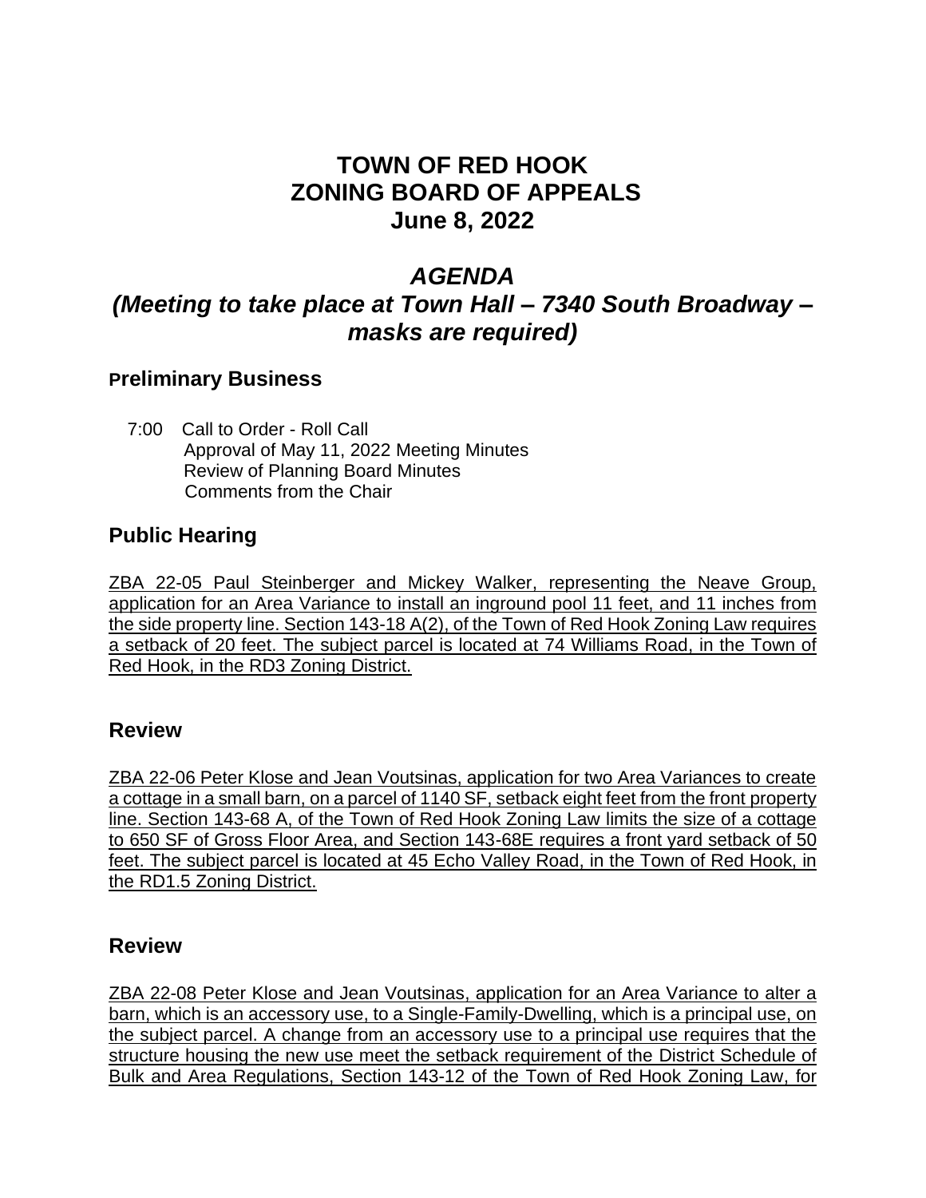# TOWN OF RED HOOK
# ZONING BOARD OF APPEALS
# June 8, 2022

## *AGENDA*
## *(Meeting to take place at Town Hall – 7340 South Broadway – masks are required)*

### Preliminary Business

7:00 Call to Order - Roll Call
Approval of May 11, 2022 Meeting Minutes
Review of Planning Board Minutes
Comments from the Chair

### Public Hearing

ZBA 22-05 Paul Steinberger and Mickey Walker, representing the Neave Group, application for an Area Variance to install an inground pool 11 feet, and 11 inches from the side property line. Section 143-18 A(2), of the Town of Red Hook Zoning Law requires a setback of 20 feet. The subject parcel is located at 74 Williams Road, in the Town of Red Hook, in the RD3 Zoning District.

### Review

ZBA 22-06 Peter Klose and Jean Voutsinas, application for two Area Variances to create a cottage in a small barn, on a parcel of 1140 SF, setback eight feet from the front property line. Section 143-68 A, of the Town of Red Hook Zoning Law limits the size of a cottage to 650 SF of Gross Floor Area, and Section 143-68E requires a front yard setback of 50 feet. The subject parcel is located at 45 Echo Valley Road, in the Town of Red Hook, in the RD1.5 Zoning District.

### Review

ZBA 22-08 Peter Klose and Jean Voutsinas, application for an Area Variance to alter a barn, which is an accessory use, to a Single-Family-Dwelling, which is a principal use, on the subject parcel. A change from an accessory use to a principal use requires that the structure housing the new use meet the setback requirement of the District Schedule of Bulk and Area Regulations, Section 143-12 of the Town of Red Hook Zoning Law, for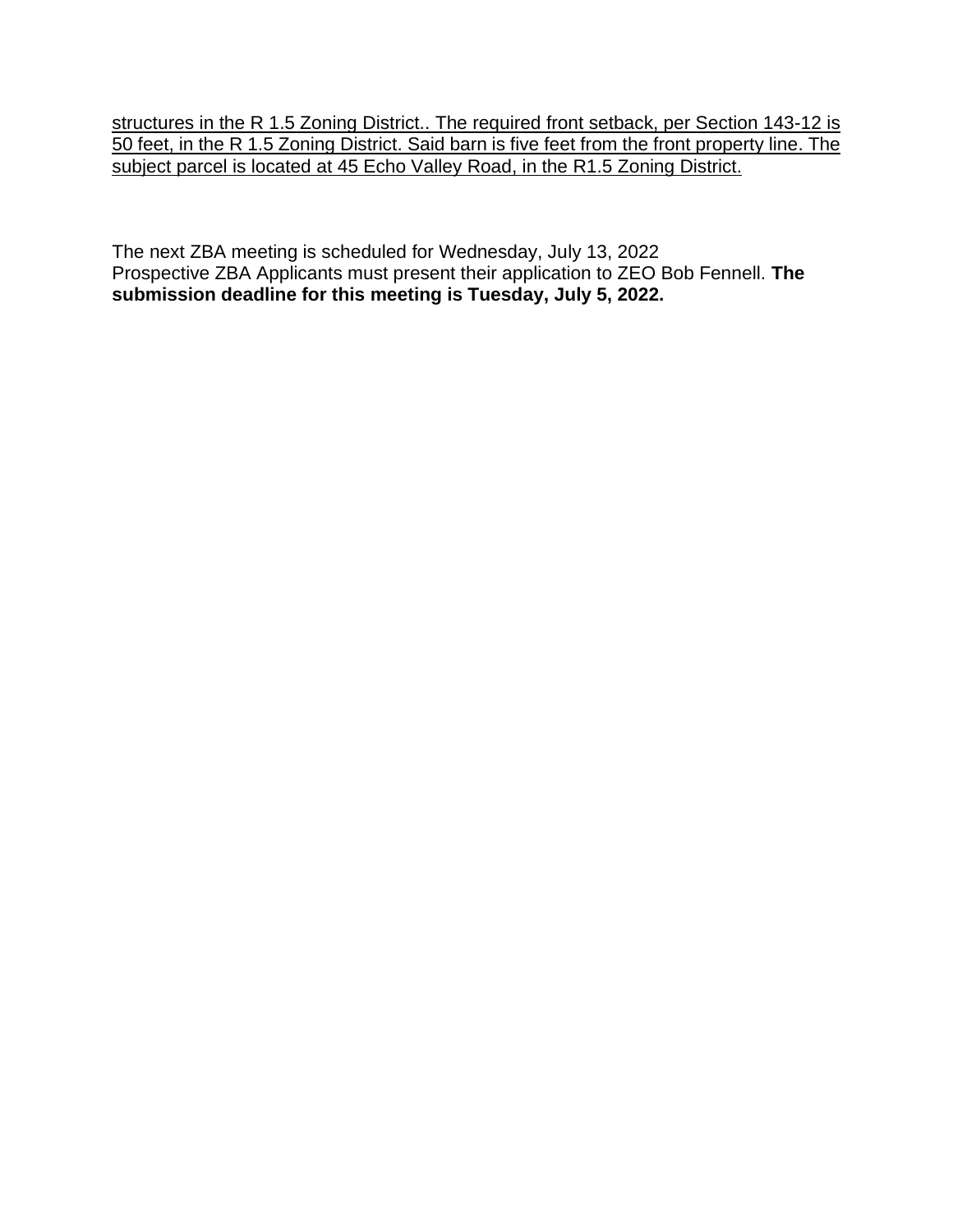<u>structures in the R 1.5 Zoning District.. The required front setback, per Section 143-12 is 50 feet, in the R 1.5 Zoning District. Said barn is five feet from the front property line. The subject parcel is located at 45 Echo Valley Road, in the R1.5 Zoning District.</u>

The next ZBA meeting is scheduled for Wednesday, July 13, 2022
Prospective ZBA Applicants must present their application to ZEO Bob Fennell. **The submission deadline for this meeting is Tuesday, July 5, 2022.**